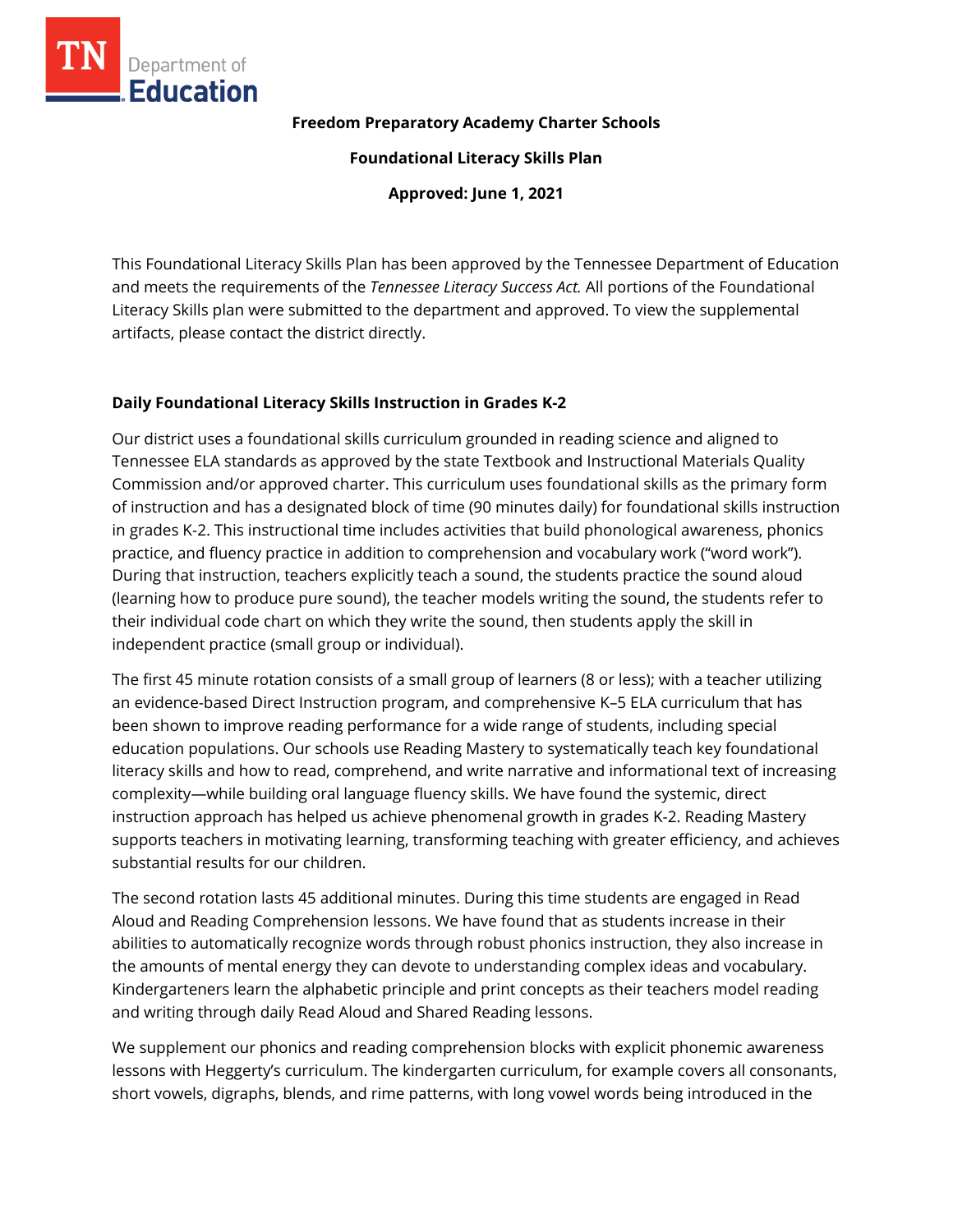**Freedom Preparatory Academy Charter Schools**

**Foundational Literacy Skills Plan**

**Approved: June 1, 2021**

This Foundational Literacy Skills Plan has been approved by the Tennessee Department of Education and meets the requirements of the *Tennessee Literacy Success Act.* All portions of the Foundational Literacy Skills plan were submitted to the department and approved. To view the supplemental artifacts, please contact the district directly.

## Daily Foundational Literacy Skills Instruction in Grades K-2

Our district uses a foundational skills curriculum grounded in reading science and aligned to Tennessee ELA standards as approved by the state Textbook and Instructional Materials Quality Commission and/or approved charter. This curriculum uses foundational skills as the primary form of instruction and has a designated block of time (90 minutes daily) for foundational skills instruction in grades K-2. This instructional time includes activities that build phonological awareness, phonics practice, and fluency practice in addition to comprehension and vocabulary work ("word work"). During that instruction, teachers explicitly teach a sound, the students practice the sound aloud (learning how to produce pure sound), the teacher models writing the sound, the students refer to their individual code chart on which they write the sound, then students apply the skill in independent practice (small group or individual).

The first 45 minute rotation consists of a small group of learners (8 or less); with a teacher utilizing an evidence-based Direct Instruction program, and comprehensive K–5 ELA curriculum that has been shown to improve reading performance for a wide range of students, including special education populations. Our schools use Reading Mastery to systematically teach key foundational literacy skills and how to read, comprehend, and write narrative and informational text of increasing complexity—while building oral language fluency skills. We have found the systemic, direct instruction approach has helped us achieve phenomenal growth in grades K-2. Reading Mastery supports teachers in motivating learning, transforming teaching with greater efficiency, and achieves substantial results for our children.

The second rotation lasts 45 additional minutes. During this time students are engaged in Read Aloud and Reading Comprehension lessons. We have found that as students increase in their abilities to automatically recognize words through robust phonics instruction, they also increase in the amounts of mental energy they can devote to understanding complex ideas and vocabulary. Kindergarteners learn the alphabetic principle and print concepts as their teachers model reading and writing through daily Read Aloud and Shared Reading lessons.

We supplement our phonics and reading comprehension blocks with explicit phonemic awareness lessons with Heggerty's curriculum. The kindergarten curriculum, for example covers all consonants, short vowels, digraphs, blends, and rime patterns, with long vowel words being introduced in the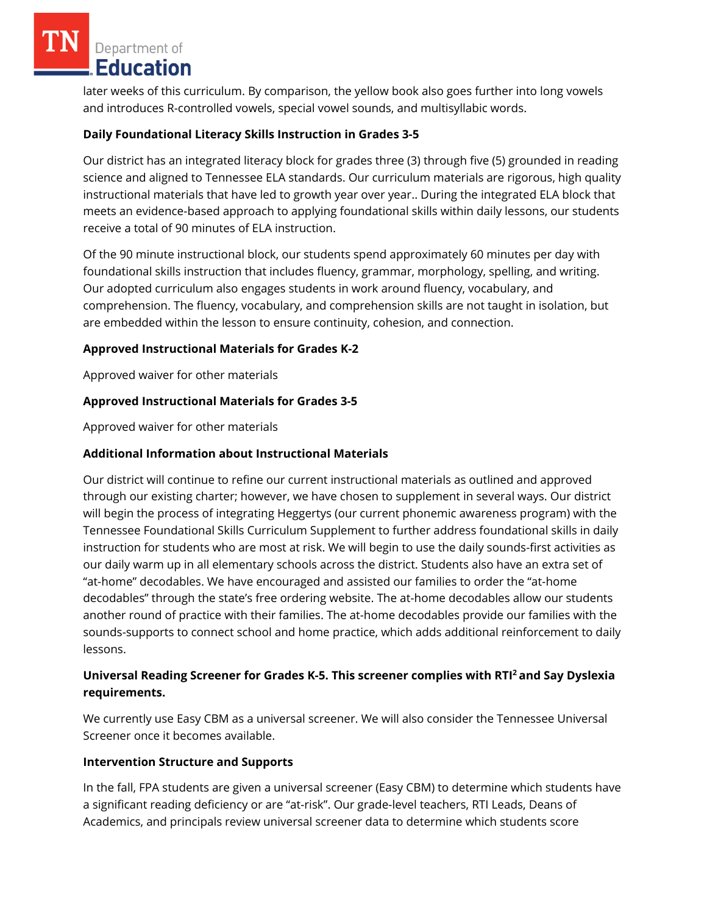later weeks of this curriculum. By comparison, the yellow book also goes further into long vowels and introduces R-controlled vowels, special vowel sounds, and multisyllabic words.

**Daily Foundational Literacy Skills Instruction in Grades 3-5**

Our district has an integrated literacy block for grades three (3) through five (5) grounded in reading science and aligned to Tennessee ELA standards. Our curriculum materials are rigorous, high quality instructional materials that have led to growth year over year.. During the integrated ELA block that meets an evidence-based approach to applying foundational skills within daily lessons, our students receive a total of 90 minutes of ELA instruction.

Of the 90 minute instructional block, our students spend approximately 60 minutes per day with foundational skills instruction that includes fluency, grammar, morphology, spelling, and writing. Our adopted curriculum also engages students in work around fluency, vocabulary, and comprehension. The fluency, vocabulary, and comprehension skills are not taught in isolation, but are embedded within the lesson to ensure continuity, cohesion, and connection.

**Approved Instructional Materials for Grades K-2**

Approved waiver for other materials

**Approved Instructional Materials for Grades 3-5**

Approved waiver for other materials

**Additional Information about Instructional Materials**

Our district will continue to refine our current instructional materials as outlined and approved through our existing charter; however, we have chosen to supplement in several ways. Our district will begin the process of integrating Heggertys (our current phonemic awareness program) with the Tennessee Foundational Skills Curriculum Supplement to further address foundational skills in daily instruction for students who are most at risk. We will begin to use the daily sounds-first activities as our daily warm up in all elementary schools across the district. Students also have an extra set of "at-home" decodables. We have encouraged and assisted our families to order the "at-home decodables" through the state's free ordering website. The at-home decodables allow our students another round of practice with their families. The at-home decodables provide our families with the sounds-supports to connect school and home practice, which adds additional reinforcement to daily lessons.

**Universal Reading Screener for Grades K-5. This screener complies with RTI² and Say Dyslexia requirements.**

We currently use Easy CBM as a universal screener. We will also consider the Tennessee Universal Screener once it becomes available.

**Intervention Structure and Supports**

In the fall, FPA students are given a universal screener (Easy CBM) to determine which students have a significant reading deficiency or are "at-risk". Our grade-level teachers, RTI Leads, Deans of Academics, and principals review universal screener data to determine which students score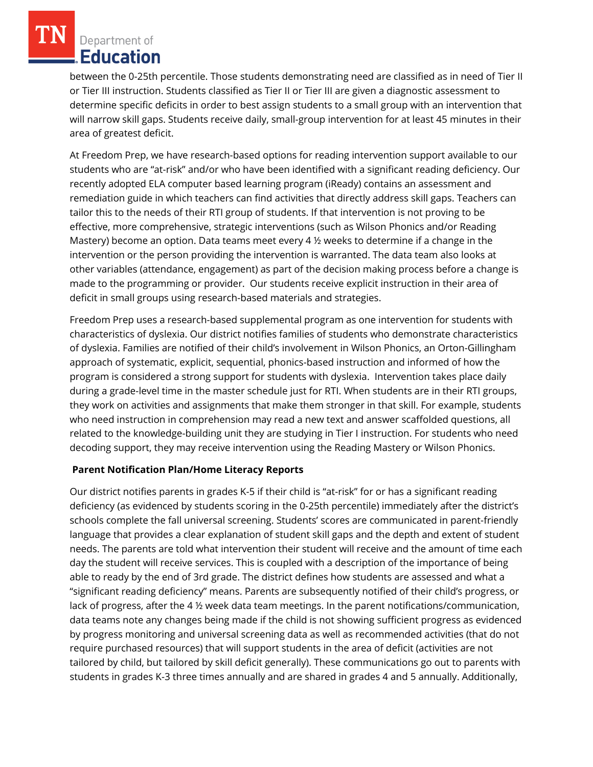between the 0-25th percentile. Those students demonstrating need are classified as in need of Tier II or Tier III instruction. Students classified as Tier II or Tier III are given a diagnostic assessment to determine specific deficits in order to best assign students to a small group with an intervention that will narrow skill gaps. Students receive daily, small-group intervention for at least 45 minutes in their area of greatest deficit.

At Freedom Prep, we have research-based options for reading intervention support available to our students who are "at-risk" and/or who have been identified with a significant reading deficiency. Our recently adopted ELA computer based learning program (iReady) contains an assessment and remediation guide in which teachers can find activities that directly address skill gaps. Teachers can tailor this to the needs of their RTI group of students. If that intervention is not proving to be effective, more comprehensive, strategic interventions (such as Wilson Phonics and/or Reading Mastery) become an option. Data teams meet every 4 ½ weeks to determine if a change in the intervention or the person providing the intervention is warranted. The data team also looks at other variables (attendance, engagement) as part of the decision making process before a change is made to the programming or provider. Our students receive explicit instruction in their area of deficit in small groups using research-based materials and strategies.

Freedom Prep uses a research-based supplemental program as one intervention for students with characteristics of dyslexia. Our district notifies families of students who demonstrate characteristics of dyslexia. Families are notified of their child's involvement in Wilson Phonics, an Orton-Gillingham approach of systematic, explicit, sequential, phonics-based instruction and informed of how the program is considered a strong support for students with dyslexia. Intervention takes place daily during a grade-level time in the master schedule just for RTI. When students are in their RTI groups, they work on activities and assignments that make them stronger in that skill. For example, students who need instruction in comprehension may read a new text and answer scaffolded questions, all related to the knowledge-building unit they are studying in Tier I instruction. For students who need decoding support, they may receive intervention using the Reading Mastery or Wilson Phonics.

**Parent Notification Plan/Home Literacy Reports**

Our district notifies parents in grades K-5 if their child is "at-risk" for or has a significant reading deficiency (as evidenced by students scoring in the 0-25th percentile) immediately after the district's schools complete the fall universal screening. Students' scores are communicated in parent-friendly language that provides a clear explanation of student skill gaps and the depth and extent of student needs. The parents are told what intervention their student will receive and the amount of time each day the student will receive services. This is coupled with a description of the importance of being able to ready by the end of 3rd grade. The district defines how students are assessed and what a "significant reading deficiency" means. Parents are subsequently notified of their child's progress, or lack of progress, after the 4 ½ week data team meetings. In the parent notifications/communication, data teams note any changes being made if the child is not showing sufficient progress as evidenced by progress monitoring and universal screening data as well as recommended activities (that do not require purchased resources) that will support students in the area of deficit (activities are not tailored by child, but tailored by skill deficit generally). These communications go out to parents with students in grades K-3 three times annually and are shared in grades 4 and 5 annually. Additionally,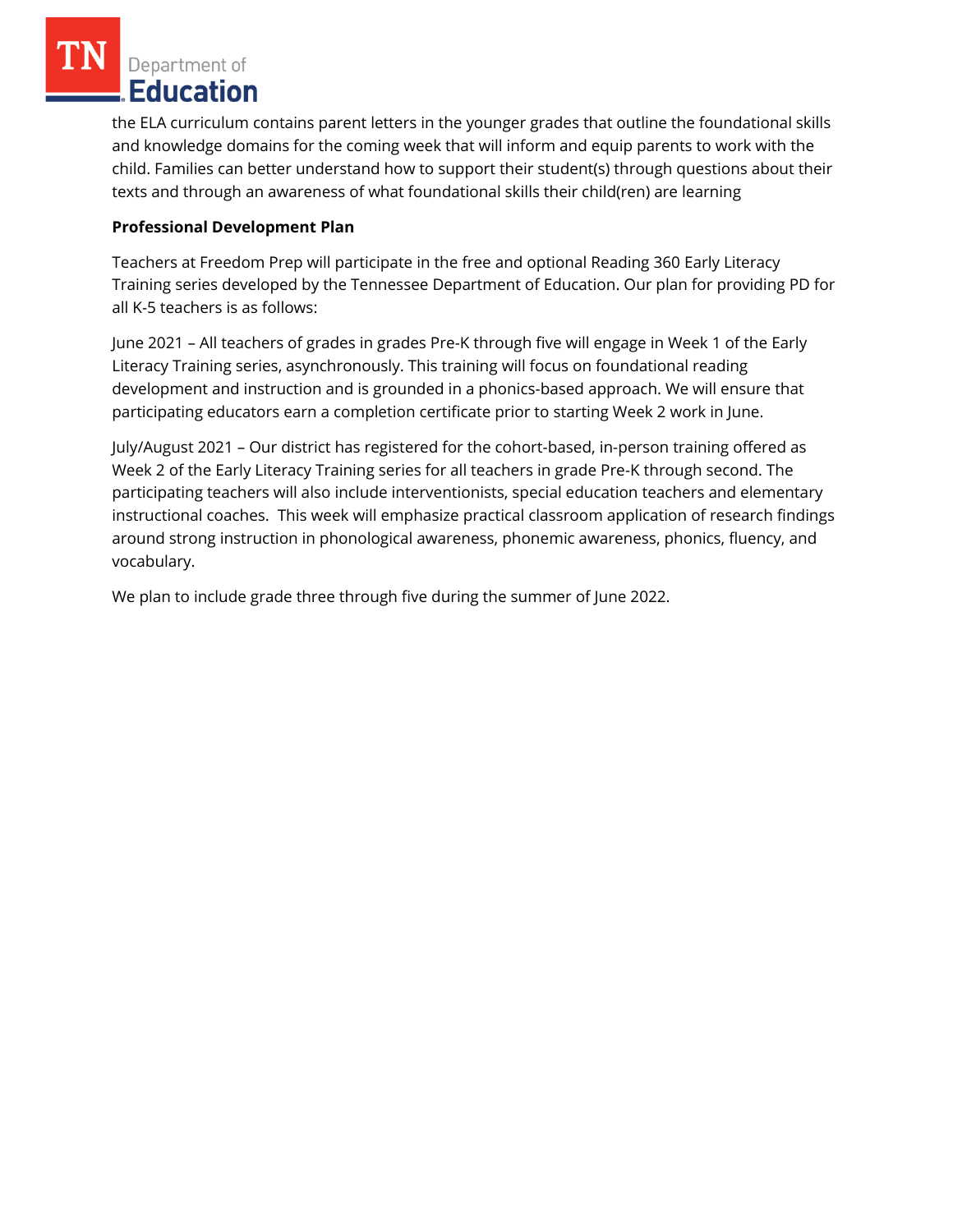the ELA curriculum contains parent letters in the younger grades that outline the foundational skills and knowledge domains for the coming week that will inform and equip parents to work with the child. Families can better understand how to support their student(s) through questions about their texts and through an awareness of what foundational skills their child(ren) are learning

**Professional Development Plan**

Teachers at Freedom Prep will participate in the free and optional Reading 360 Early Literacy Training series developed by the Tennessee Department of Education. Our plan for providing PD for all K-5 teachers is as follows:

June 2021 – All teachers of grades in grades Pre-K through five will engage in Week 1 of the Early Literacy Training series, asynchronously. This training will focus on foundational reading development and instruction and is grounded in a phonics-based approach. We will ensure that participating educators earn a completion certificate prior to starting Week 2 work in June.

July/August 2021 – Our district has registered for the cohort-based, in-person training offered as Week 2 of the Early Literacy Training series for all teachers in grade Pre-K through second. The participating teachers will also include interventionists, special education teachers and elementary instructional coaches. This week will emphasize practical classroom application of research findings around strong instruction in phonological awareness, phonemic awareness, phonics, fluency, and vocabulary.

We plan to include grade three through five during the summer of June 2022.